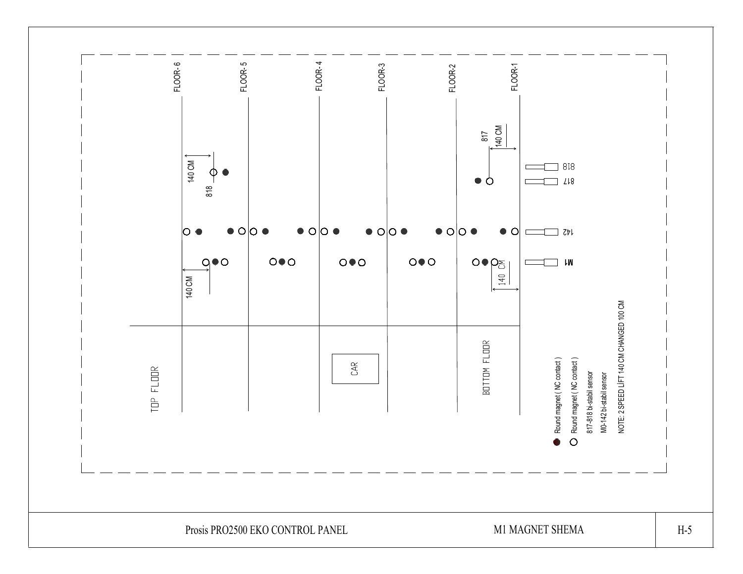FLOOR- 6

FLOOR- 5

FLOOR- 4

FLOOR-3

FLOOR-2

FLOOR-1

140 CM

818

817

140 CM

818

817

142

M1

140 CM

140 CM

TOP FLOOR

CAR

BOTTOM FLOOR

- ● Round magnet ( NC contact )
- ○ Round magnet ( NC contact )
- 817-818 bi-stabil sensor
- M0-142 bi-stabil sensor

NOTE: 2 SPEED LİFT 140 CM CHANGED 100 CM

| Prosis PRO2500 EKO CONTROL PANEL | M1 MAGNET SHEMA | H-5 |
| --- | --- | --- |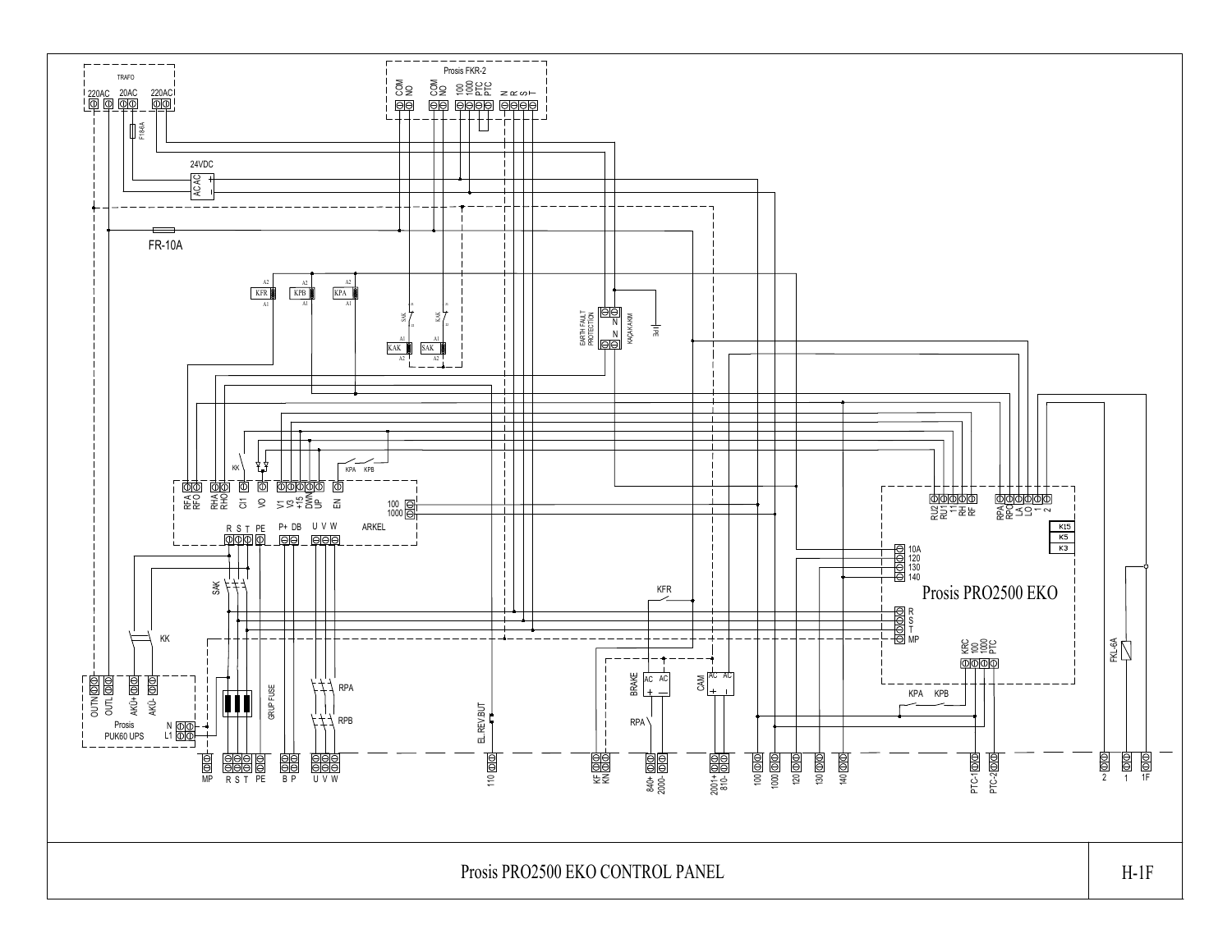TRAFO

220AC 20AC 220AC

F184A

24VDC

AC AC + -

FR-10A

Prosis FKR-2

COM NO COM NO 100 1000 PTC PTC N R S T

KFR KPB KPA

A2 A1

SAK KAK

KAK SAK

EARTH FAULT PROTECTION

N N

KAÇAKAKIM

PE

KK

KPA KPB

RFA RFO RHA RHO CI1 VO V1 V3 +15 DWN UP EN

100 1000

R S T PE P+ DB U V W

ARKEL

RU2 RU1 11 RH RF RPA RPO LA LO 1 2

K15 K5 K3

10A 120 130 140

Prosis PRO2500 EKO

R S T MP

KFR

KRC 100 1000 PTC

SAK

KK

OUTN OUTL AKÜ+ AKÜ-

Prosis PUK60 UPS

N L1

GRUP FUSE

RPA

RPB

EL.REV.BUT

BRAKE

AC AC + -

RPA

CAM

AC AC + -

KPA KPB

FKL-6A

MP R S T PE B P U V W 110 KF KN 840+ 2000- 2001+ 810- 100 1000 120 130 140 PTC-1 PTC-2 2 1 1F

Prosis PRO2500 EKO CONTROL PANEL

H-1F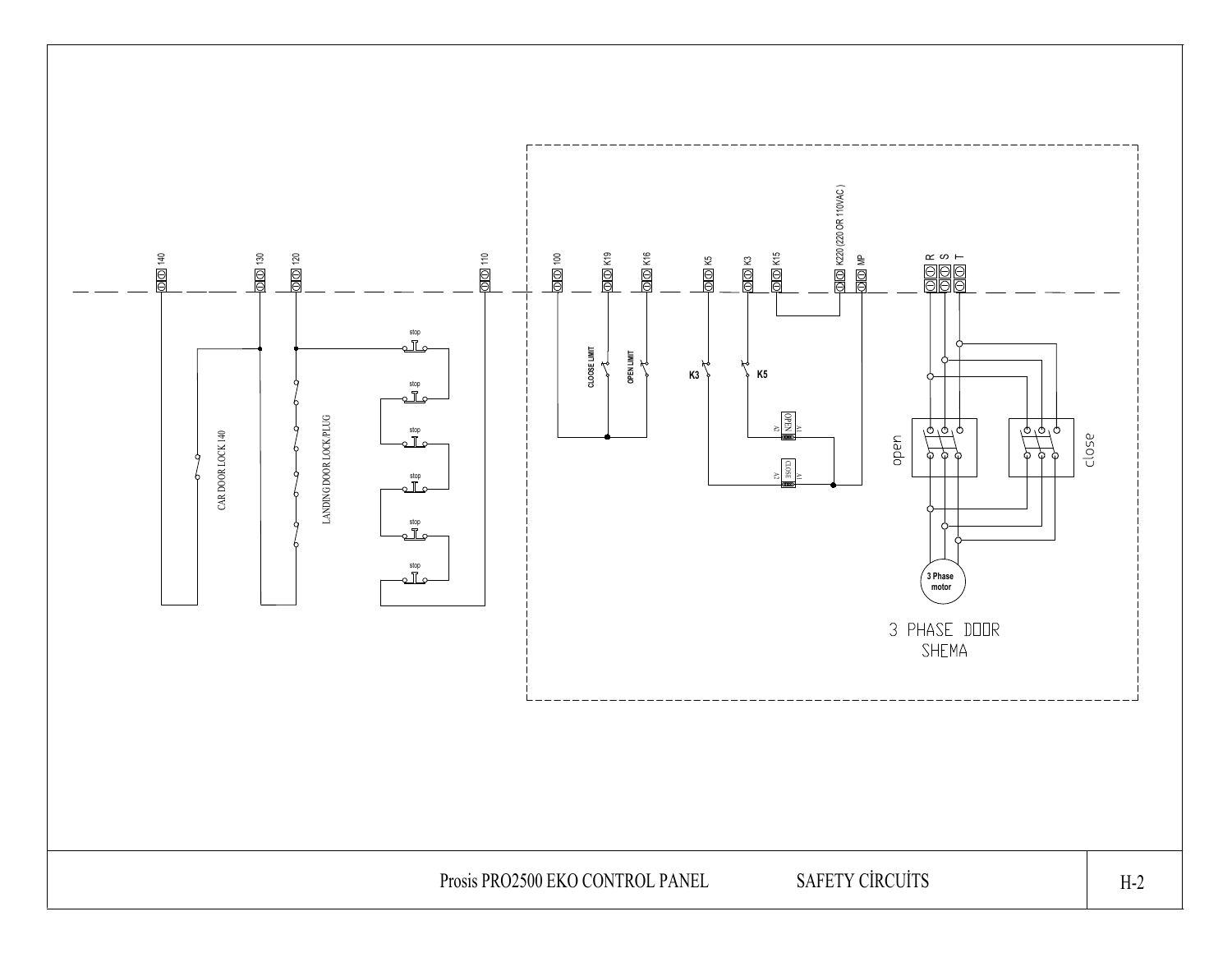140

130

120

110

100

K19

K16

K5

K3

K15

K220 (220 OR 110VAC )

MP

R S T

CAR DOOR LOCK 140

LANDING DOOR LOCK PLUG

stop

stop

stop

stop

stop

stop

CLOOSE LIMIT

OPEN LIMIT

K3

K5

OPEN

CLOSE

open

close

3 Phase motor

3 PHASE DOOR SHEMA

Prosis PRO2500 EKO CONTROL PANEL SAFETY CİRCUİTS H-2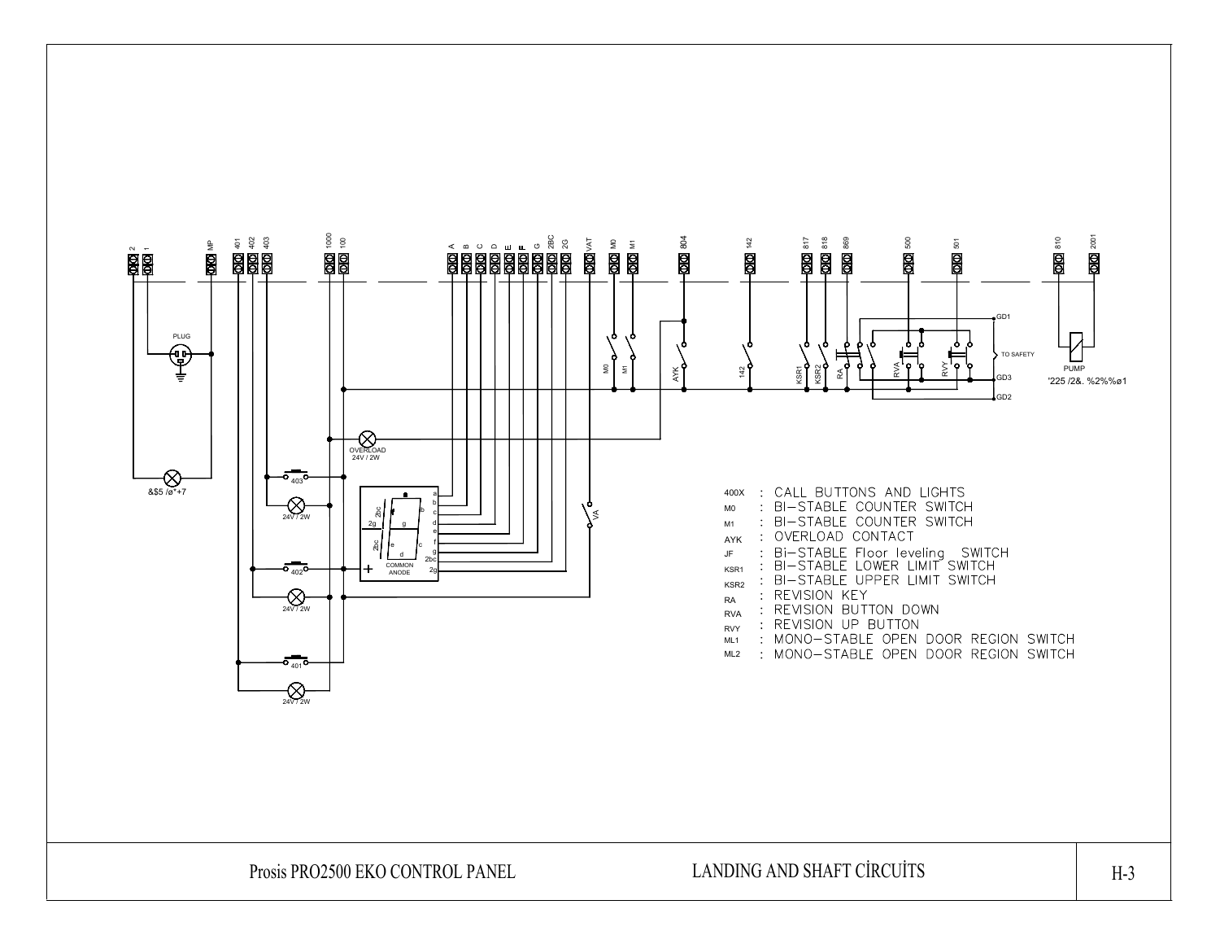| Code | | Description |
|---|---|---|
| 400X | : | CALL BUTTONS AND LIGHTS |
| M0 | : | BI-STABLE COUNTER SWITCH |
| M1 | : | BI-STABLE COUNTER SWITCH |
| AYK | : | OVERLOAD CONTACT |
| JF | : | Bi-STABLE Floor leveling SWITCH |
| KSR1 | : | BI-STABLE LOWER LIMIT SWITCH |
| KSR2 | : | BI-STABLE UPPER LIMIT SWITCH |
| RA | : | REVISION KEY |
| RVA | : | REVISION BUTTON DOWN |
| RVY | : | REVISION UP BUTTON |
| ML1 | : | MONO-STABLE OPEN DOOR REGION SWITCH |
| ML2 | : | MONO-STABLE OPEN DOOR REGION SWITCH |

Prosis PRO2500 EKO CONTROL PANEL

LANDING AND SHAFT CİRCUİTS

H-3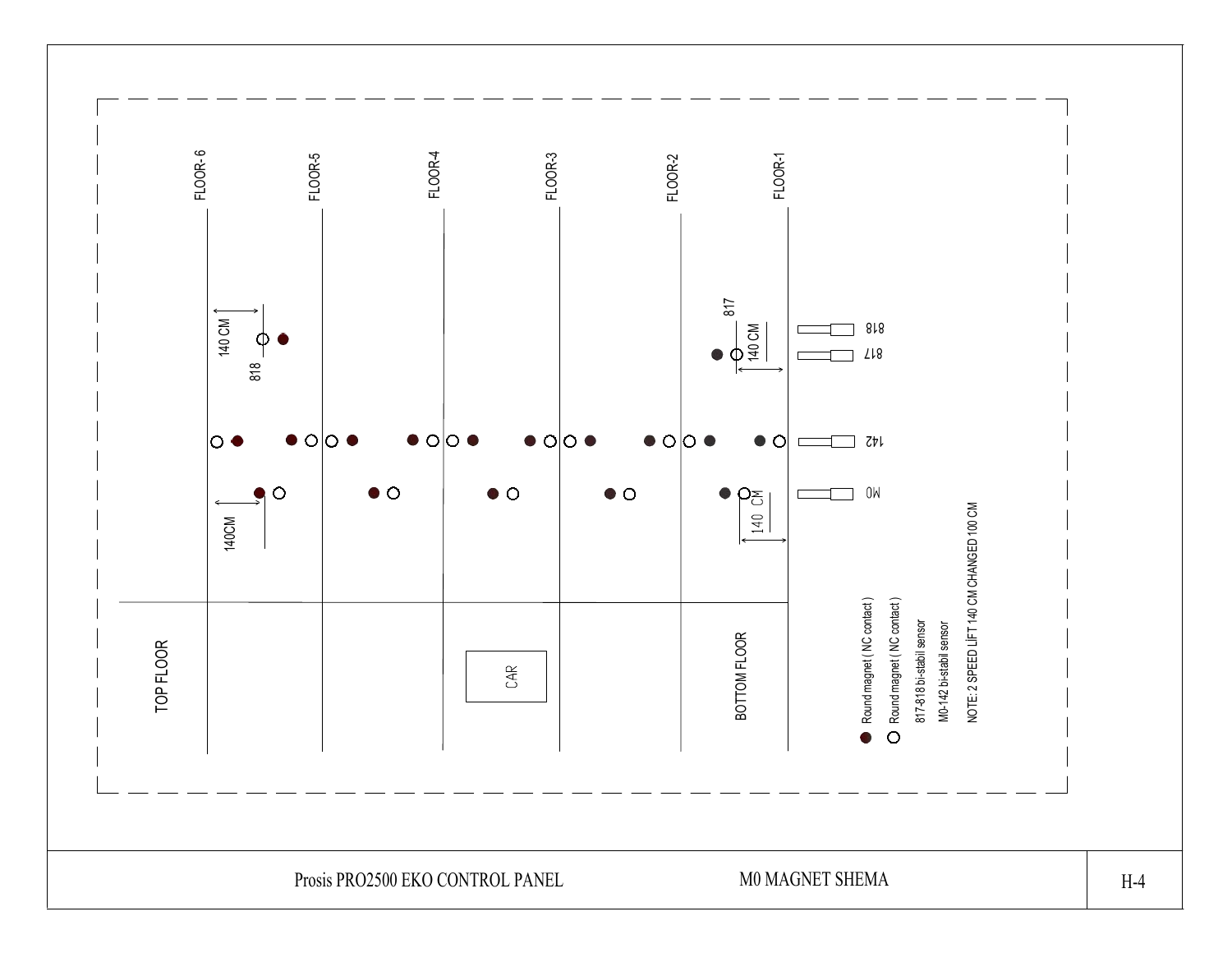FLOOR-6

FLOOR-5

FLOOR-4

FLOOR-3

FLOOR-2

FLOOR-1

140 CM

818

817

140 CM

818

817

142

M0

140CM

140 CM

TOP FLOOR

CAR

BOTTOM FLOOR

● Round magnet ( NC contact )

○ Round magnet ( NC contact )

817-818 bi-stabil sensor

M0-142 bi-stabil sensor

NOTE: 2 SPEED LİFT 140 CM CHANGED 100 CM

Prosis PRO2500 EKO CONTROL PANEL

M0 MAGNET SHEMA

H-4